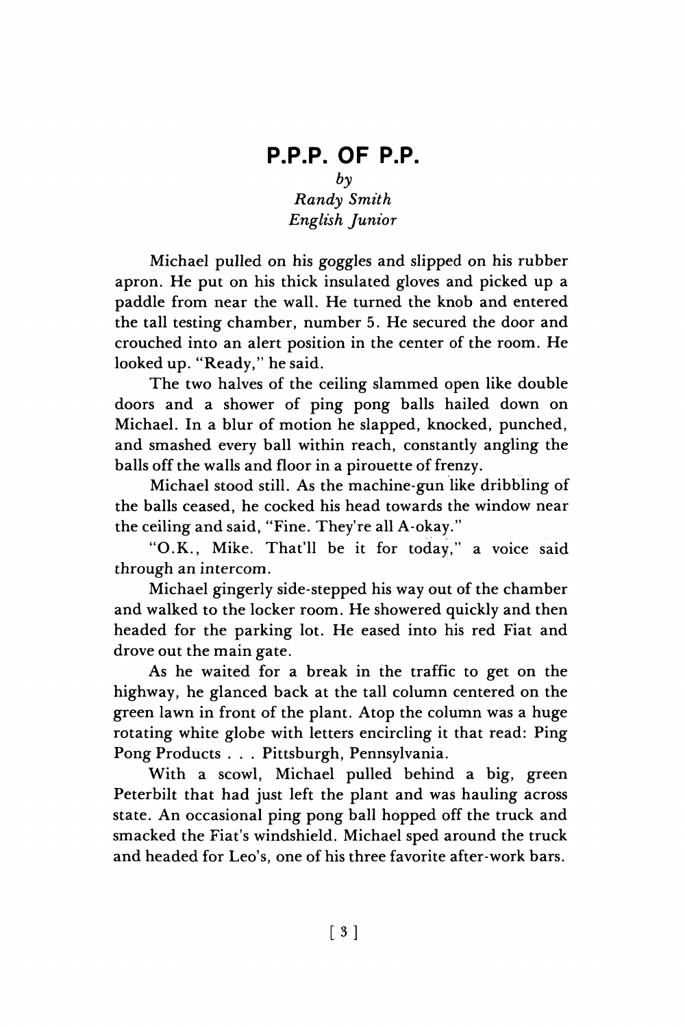# P.P.P. OF P.P.

*by*
*Randy Smith*
*English Junior*

Michael pulled on his goggles and slipped on his rubber apron. He put on his thick insulated gloves and picked up a paddle from near the wall. He turned the knob and entered the tall testing chamber, number 5. He secured the door and crouched into an alert position in the center of the room. He looked up. "Ready," he said.

The two halves of the ceiling slammed open like double doors and a shower of ping pong balls hailed down on Michael. In a blur of motion he slapped, knocked, punched, and smashed every ball within reach, constantly angling the balls off the walls and floor in a pirouette of frenzy.

Michael stood still. As the machine-gun like dribbling of the balls ceased, he cocked his head towards the window near the ceiling and said, "Fine. They're all A-okay."

"O.K., Mike. That'll be it for today," a voice said through an intercom.

Michael gingerly side-stepped his way out of the chamber and walked to the locker room. He showered quickly and then headed for the parking lot. He eased into his red Fiat and drove out the main gate.

As he waited for a break in the traffic to get on the highway, he glanced back at the tall column centered on the green lawn in front of the plant. Atop the column was a huge rotating white globe with letters encircling it that read: Ping Pong Products . . . Pittsburgh, Pennsylvania.

With a scowl, Michael pulled behind a big, green Peterbilt that had just left the plant and was hauling across state. An occasional ping pong ball hopped off the truck and smacked the Fiat's windshield. Michael sped around the truck and headed for Leo's, one of his three favorite after-work bars.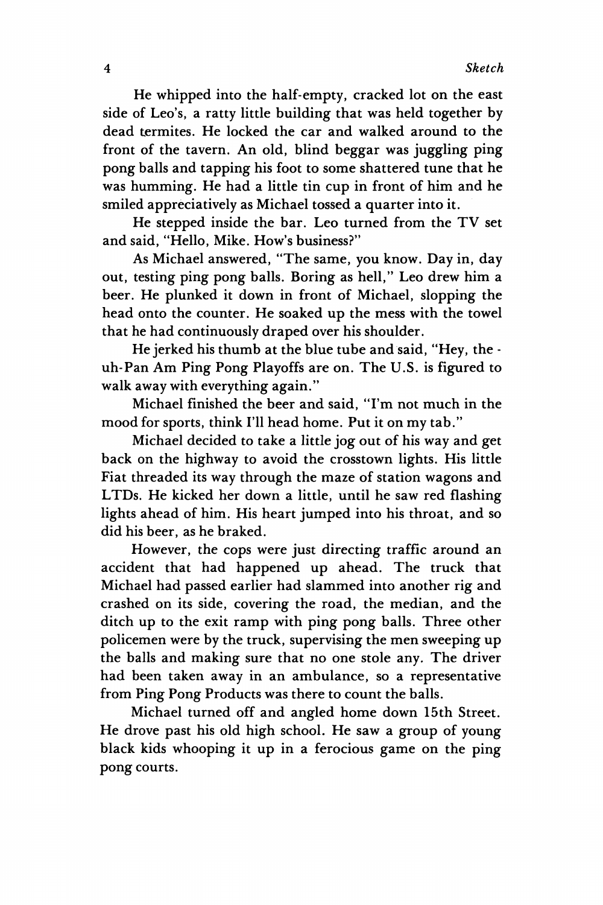He whipped into the half-empty, cracked lot on the east side of Leo's, a ratty little building that was held together by dead termites. He locked the car and walked around to the front of the tavern. An old, blind beggar was juggling ping pong balls and tapping his foot to some shattered tune that he was humming. He had a little tin cup in front of him and he smiled appreciatively as Michael tossed a quarter into it.

He stepped inside the bar. Leo turned from the TV set and said, "Hello, Mike. How's business?"

As Michael answered, "The same, you know. Day in, day out, testing ping pong balls. Boring as hell," Leo drew him a beer. He plunked it down in front of Michael, slopping the head onto the counter. He soaked up the mess with the towel that he had continuously draped over his shoulder.

He jerked his thumb at the blue tube and said, "Hey, the - uh-Pan Am Ping Pong Playoffs are on. The U.S. is figured to walk away with everything again."

Michael finished the beer and said, "I'm not much in the mood for sports, think I'll head home. Put it on my tab."

Michael decided to take a little jog out of his way and get back on the highway to avoid the crosstown lights. His little Fiat threaded its way through the maze of station wagons and LTDs. He kicked her down a little, until he saw red flashing lights ahead of him. His heart jumped into his throat, and so did his beer, as he braked.

However, the cops were just directing traffic around an accident that had happened up ahead. The truck that Michael had passed earlier had slammed into another rig and crashed on its side, covering the road, the median, and the ditch up to the exit ramp with ping pong balls. Three other policemen were by the truck, supervising the men sweeping up the balls and making sure that no one stole any. The driver had been taken away in an ambulance, so a representative from Ping Pong Products was there to count the balls.

Michael turned off and angled home down 15th Street. He drove past his old high school. He saw a group of young black kids whooping it up in a ferocious game on the ping pong courts.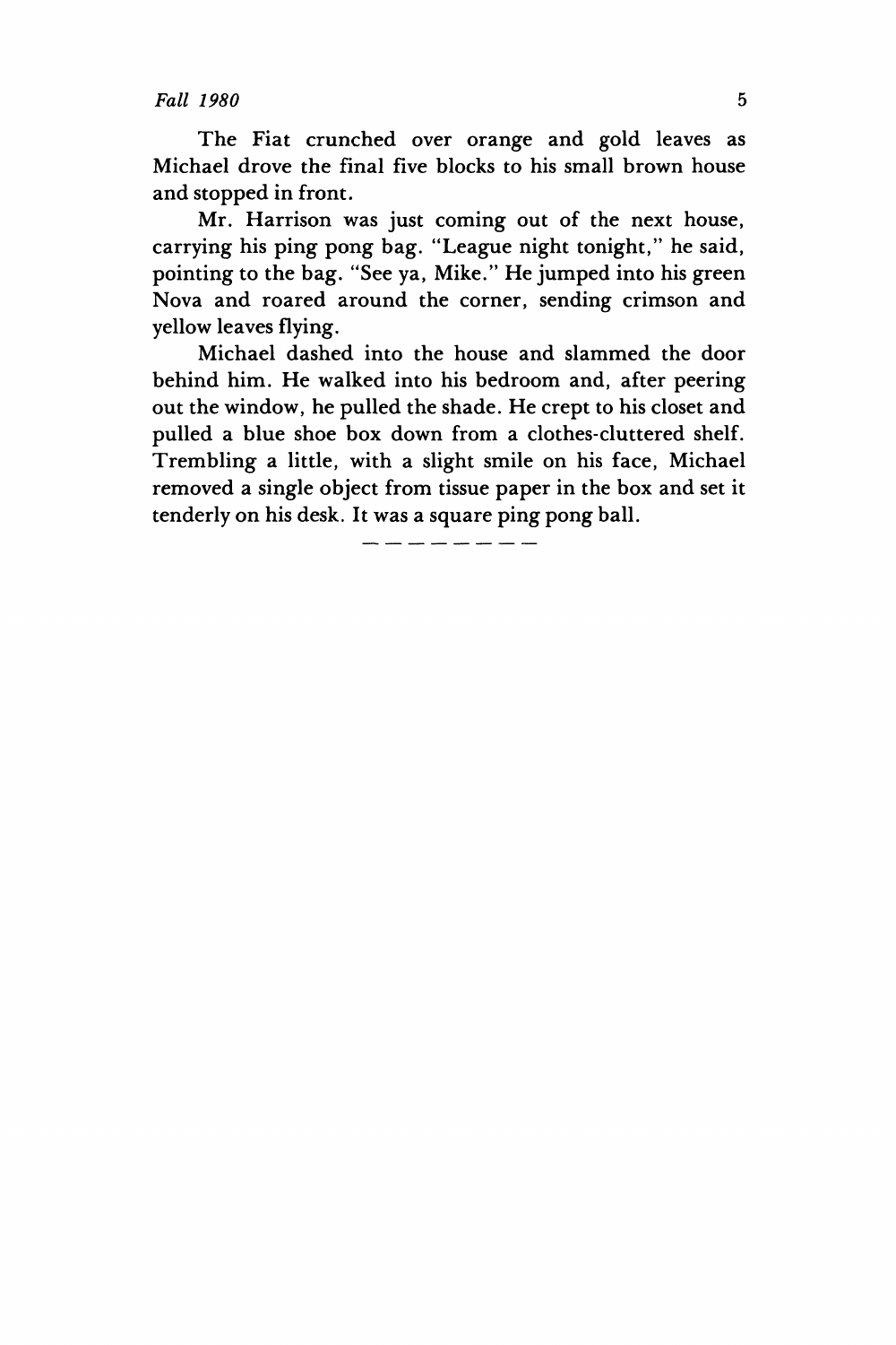The Fiat crunched over orange and gold leaves as Michael drove the final five blocks to his small brown house and stopped in front.

Mr. Harrison was just coming out of the next house, carrying his ping pong bag. "League night tonight," he said, pointing to the bag. "See ya, Mike." He jumped into his green Nova and roared around the corner, sending crimson and yellow leaves flying.

Michael dashed into the house and slammed the door behind him. He walked into his bedroom and, after peering out the window, he pulled the shade. He crept to his closet and pulled a blue shoe box down from a clothes-cluttered shelf. Trembling a little, with a slight smile on his face, Michael removed a single object from tissue paper in the box and set it tenderly on his desk. It was a square ping pong ball.

— — — — — — — —